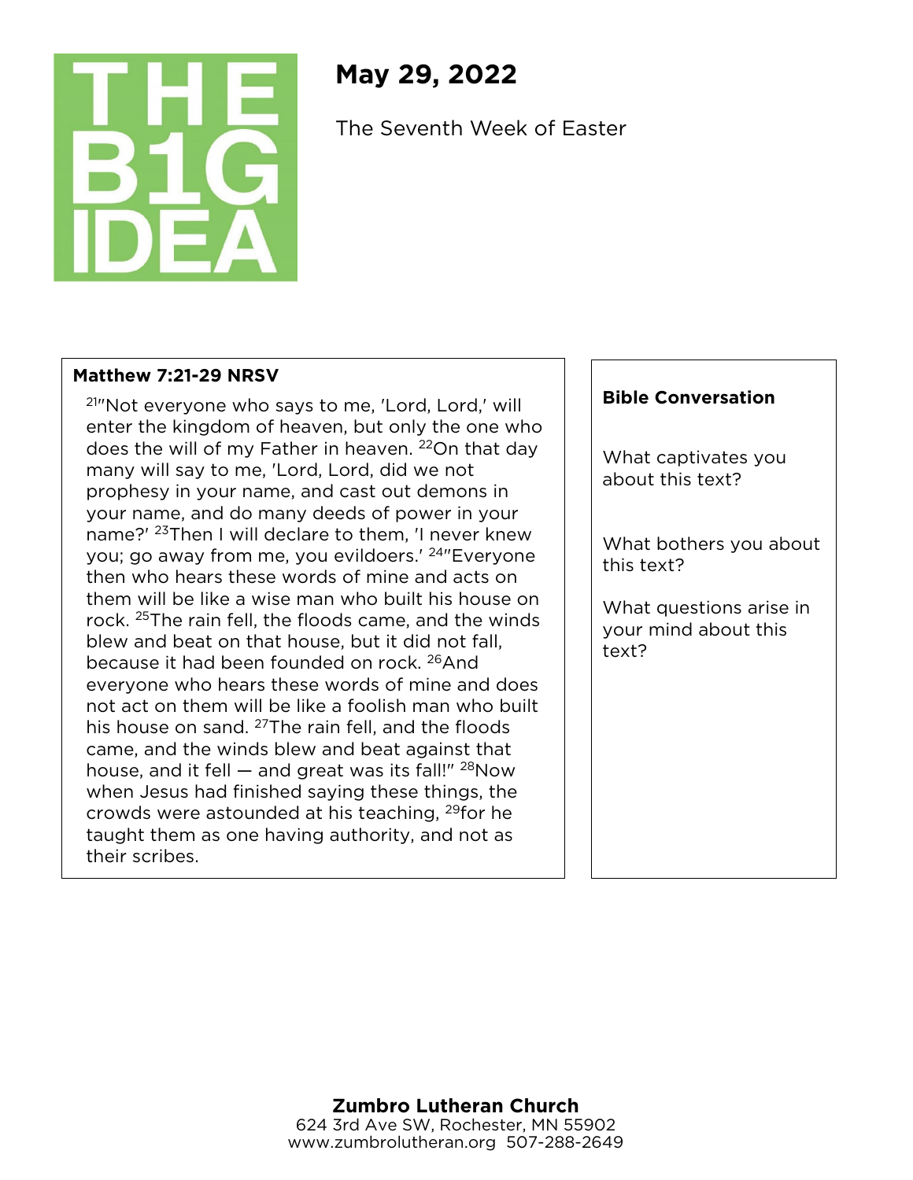THE B1G IDEA

# May 29, 2022

The Seventh Week of Easter

**Matthew 7:21-29 NRSV**

[21]"Not everyone who says to me, 'Lord, Lord,' will enter the kingdom of heaven, but only the one who does the will of my Father in heaven. [22]On that day many will say to me, 'Lord, Lord, did we not prophesy in your name, and cast out demons in your name, and do many deeds of power in your name?' [23]Then I will declare to them, 'I never knew you; go away from me, you evildoers.' [24]"Everyone then who hears these words of mine and acts on them will be like a wise man who built his house on rock. [25]The rain fell, the floods came, and the winds blew and beat on that house, but it did not fall, because it had been founded on rock. [26]And everyone who hears these words of mine and does not act on them will be like a foolish man who built his house on sand. [27]The rain fell, and the floods came, and the winds blew and beat against that house, and it fell — and great was its fall!" [28]Now when Jesus had finished saying these things, the crowds were astounded at his teaching, [29]for he taught them as one having authority, and not as their scribes.

**Bible Conversation**

What captivates you about this text?

What bothers you about this text?

What questions arise in your mind about this text?

**Zumbro Lutheran Church**
624 3rd Ave SW, Rochester, MN 55902
www.zumbrolutheran.org 507-288-2649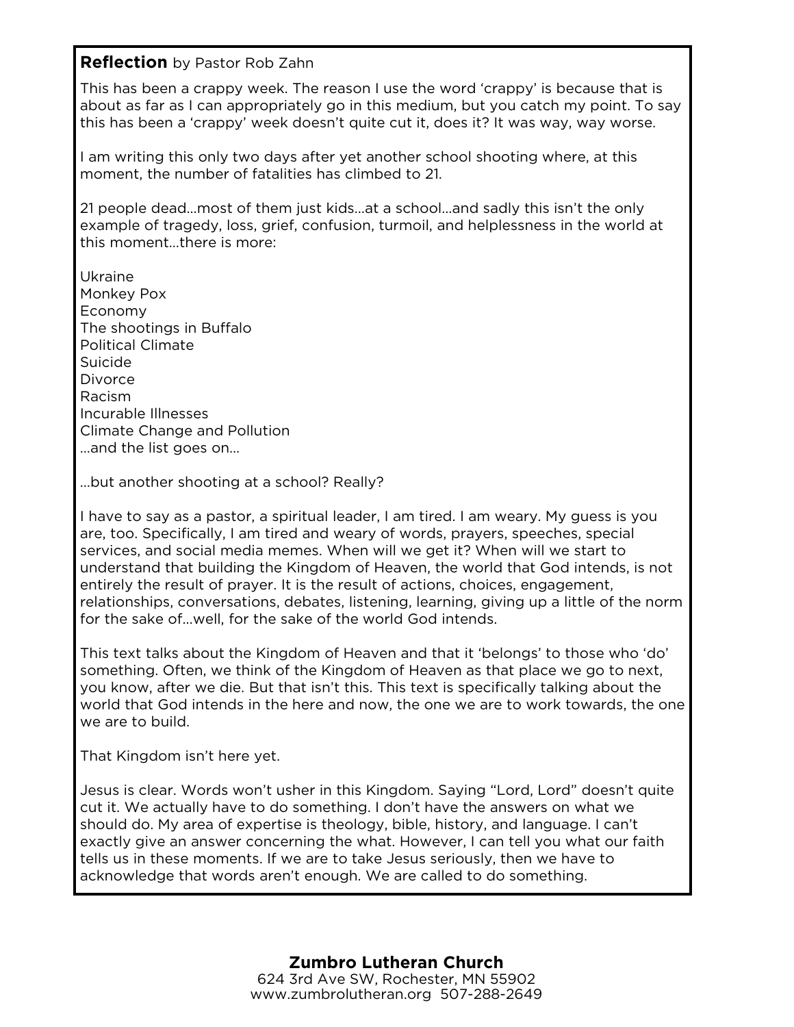**Reflection** by Pastor Rob Zahn

This has been a crappy week. The reason I use the word 'crappy' is because that is about as far as I can appropriately go in this medium, but you catch my point. To say this has been a 'crappy' week doesn't quite cut it, does it? It was way, way worse.

I am writing this only two days after yet another school shooting where, at this moment, the number of fatalities has climbed to 21.

21 people dead…most of them just kids…at a school…and sadly this isn't the only example of tragedy, loss, grief, confusion, turmoil, and helplessness in the world at this moment…there is more:

Ukraine
Monkey Pox
Economy
The shootings in Buffalo
Political Climate
Suicide
Divorce
Racism
Incurable Illnesses
Climate Change and Pollution
…and the list goes on…

…but another shooting at a school? Really?

I have to say as a pastor, a spiritual leader, I am tired. I am weary. My guess is you are, too. Specifically, I am tired and weary of words, prayers, speeches, special services, and social media memes. When will we get it? When will we start to understand that building the Kingdom of Heaven, the world that God intends, is not entirely the result of prayer. It is the result of actions, choices, engagement, relationships, conversations, debates, listening, learning, giving up a little of the norm for the sake of…well, for the sake of the world God intends.

This text talks about the Kingdom of Heaven and that it 'belongs' to those who 'do' something. Often, we think of the Kingdom of Heaven as that place we go to next, you know, after we die. But that isn't this. This text is specifically talking about the world that God intends in the here and now, the one we are to work towards, the one we are to build.

That Kingdom isn't here yet.

Jesus is clear. Words won't usher in this Kingdom. Saying "Lord, Lord" doesn't quite cut it. We actually have to do something. I don't have the answers on what we should do. My area of expertise is theology, bible, history, and language. I can't exactly give an answer concerning the what. However, I can tell you what our faith tells us in these moments. If we are to take Jesus seriously, then we have to acknowledge that words aren't enough. We are called to do something.

**Zumbro Lutheran Church**
624 3rd Ave SW, Rochester, MN 55902
www.zumbrolutheran.org 507-288-2649